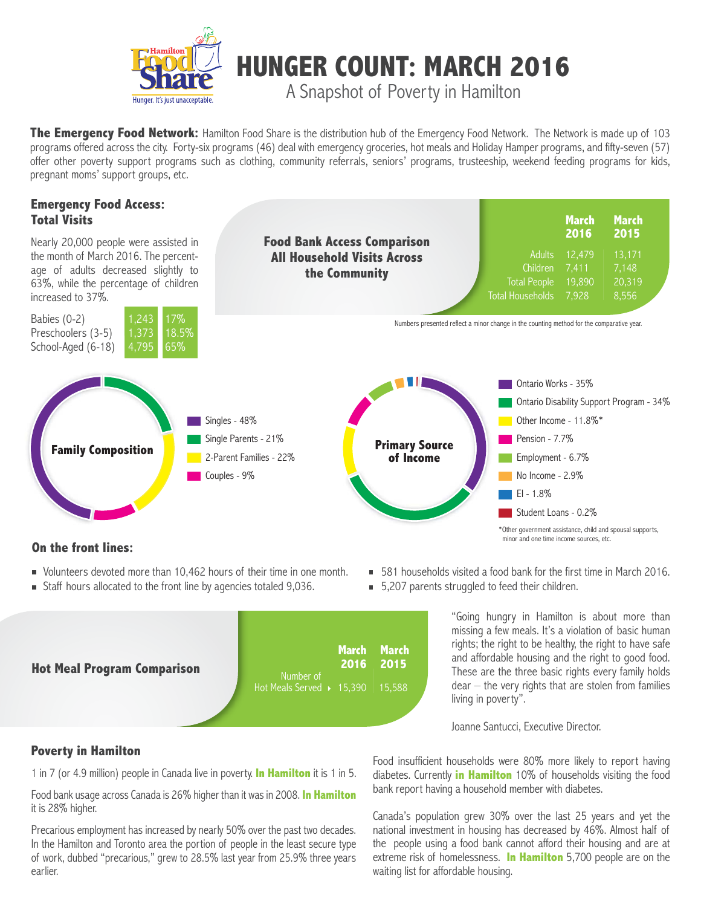# HUNGER COUNT: MARCH 2016

## A Snapshot of Poverty in Hamilton

Hamilton Food Share — Hunger. It's just unacceptable.

**The Emergency Food Network:** Hamilton Food Share is the distribution hub of the Emergency Food Network. The Network is made up of 103 programs offered across the city. Forty-six programs (46) deal with emergency groceries, hot meals and Holiday Hamper programs, and fifty-seven (57) offer other poverty support programs such as clothing, community referrals, seniors' programs, trusteeship, weekend feeding programs for kids, pregnant moms' support groups, etc.

### Emergency Food Access: Total Visits

Nearly 20,000 people were assisted in the month of March 2016. The percentage of adults decreased slightly to 63%, while the percentage of children increased to 37%.

| | | |
|---|---|---|
| Babies (0-2) | 1,243 | 17% |
| Preschoolers (3-5) | 1,373 | 18.5% |
| School-Aged (6-18) | 4,795 | 65% |

### Food Bank Access Comparison All Household Visits Across the Community

| | March 2016 | March 2015 |
|---|---|---|
| Adults | 12,479 | 13,171 |
| Children | 7,411 | 7,148 |
| Total People | 19,890 | 20,319 |
| Total Households | 7,928 | 8,556 |

Numbers presented reflect a minor change in the counting method for the comparative year.

### Family Composition

- Singles - 48%
- Single Parents - 21%
- 2-Parent Families - 22%
- Couples - 9%

### Primary Source of Income

- Ontario Works - 35%
- Ontario Disability Support Program - 34%
- Other Income - 11.8%*
- Pension - 7.7%
- Employment - 6.7%
- No Income - 2.9%
- EI - 1.8%
- Student Loans - 0.2%

*Other government assistance, child and spousal supports, minor and one time income sources, etc.

### On the front lines:

- Volunteers devoted more than 10,462 hours of their time in one month.
- Staff hours allocated to the front line by agencies totaled 9,036.
- 581 households visited a food bank for the first time in March 2016.
- 5,207 parents struggled to feed their children.

### Hot Meal Program Comparison

| | March 2016 | March 2015 |
|---|---|---|
| Number of Hot Meals Served | 15,390 | 15,588 |

"Going hungry in Hamilton is about more than missing a few meals. It's a violation of basic human rights; the right to be healthy, the right to have safe and affordable housing and the right to good food. These are the three basic rights every family holds dear – the very rights that are stolen from families living in poverty".

Joanne Santucci, Executive Director.

### Poverty in Hamilton

1 in 7 (or 4.9 million) people in Canada live in poverty. **In Hamilton** it is 1 in 5.

Food bank usage across Canada is 26% higher than it was in 2008. **In Hamilton** it is 28% higher.

Precarious employment has increased by nearly 50% over the past two decades. In the Hamilton and Toronto area the portion of people in the least secure type of work, dubbed "precarious," grew to 28.5% last year from 25.9% three years earlier.

Food insufficient households were 80% more likely to report having diabetes. Currently **in Hamilton** 10% of households visiting the food bank report having a household member with diabetes.

Canada's population grew 30% over the last 25 years and yet the national investment in housing has decreased by 46%. Almost half of the people using a food bank cannot afford their housing and are at extreme risk of homelessness. **In Hamilton** 5,700 people are on the waiting list for affordable housing.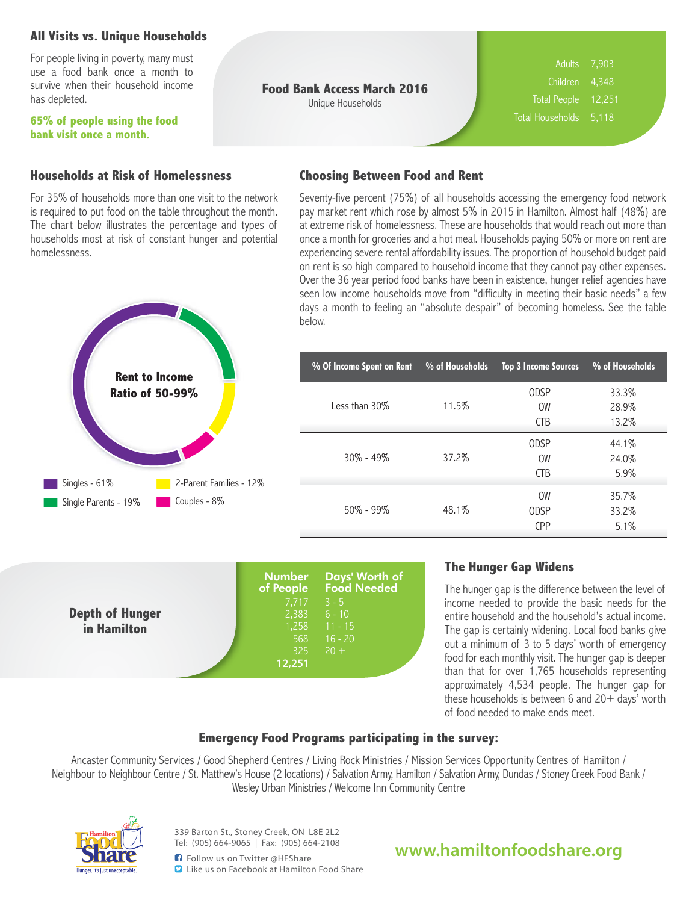## All Visits vs. Unique Households

For people living in poverty, many must use a food bank once a month to survive when their household income has depleted.

**65% of people using the food bank visit once a month.**

**Food Bank Access March 2016**
Unique Households

| | |
|---|---|
| Adults | 7,903 |
| Children | 4,348 |
| Total People | 12,251 |
| Total Households | 5,118 |

## Households at Risk of Homelessness

For 35% of households more than one visit to the network is required to put food on the table throughout the month. The chart below illustrates the percentage and types of households most at risk of constant hunger and potential homelessness.

Rent to Income Ratio of 50-99%

Singles - 61%
2-Parent Families - 12%
Single Parents - 19%
Couples - 8%

## Choosing Between Food and Rent

Seventy-five percent (75%) of all households accessing the emergency food network pay market rent which rose by almost 5% in 2015 in Hamilton. Almost half (48%) are at extreme risk of homelessness. These are households that would reach out more than once a month for groceries and a hot meal. Households paying 50% or more on rent are experiencing severe rental affordability issues. The proportion of household budget paid on rent is so high compared to household income that they cannot pay other expenses. Over the 36 year period food banks have been in existence, hunger relief agencies have seen low income households move from "difficulty in meeting their basic needs" a few days a month to feeling an "absolute despair" of becoming homeless. See the table below.

| % Of Income Spent on Rent | % of Households | Top 3 Income Sources | % of Households |
|---|---|---|---|
| Less than 30% | 11.5% | ODSP<br>OW<br>CTB | 33.3%<br>28.9%<br>13.2% |
| 30% - 49% | 37.2% | ODSP<br>OW<br>CTB | 44.1%<br>24.0%<br>5.9% |
| 50% - 99% | 48.1% | OW<br>ODSP<br>CPP | 35.7%<br>33.2%<br>5.1% |

**Depth of Hunger in Hamilton**

| Number of People | Days' Worth of Food Needed |
|---|---|
| 7,717 | 3 - 5 |
| 2,383 | 6 - 10 |
| 1,258 | 11 - 15 |
| 568 | 16 - 20 |
| 325 | 20 + |
| **12,251** | |

## The Hunger Gap Widens

The hunger gap is the difference between the level of income needed to provide the basic needs for the entire household and the household's actual income. The gap is certainly widening. Local food banks give out a minimum of 3 to 5 days' worth of emergency food for each monthly visit. The hunger gap is deeper than that for over 1,765 households representing approximately 4,534 people. The hunger gap for these households is between 6 and 20+ days' worth of food needed to make ends meet.

## Emergency Food Programs participating in the survey:

Ancaster Community Services / Good Shepherd Centres / Living Rock Ministries / Mission Services Opportunity Centres of Hamilton / Neighbour to Neighbour Centre / St. Matthew's House (2 locations) / Salvation Army, Hamilton / Salvation Army, Dundas / Stoney Creek Food Bank / Wesley Urban Ministries / Welcome Inn Community Centre

Hamilton Food Share — Hunger. It's just unacceptable.

339 Barton St., Stoney Creek, ON L8E 2L2
Tel: (905) 664-9065 | Fax: (905) 664-2108
Follow us on Twitter @HFShare
Like us on Facebook at Hamilton Food Share

www.hamiltonfoodshare.org